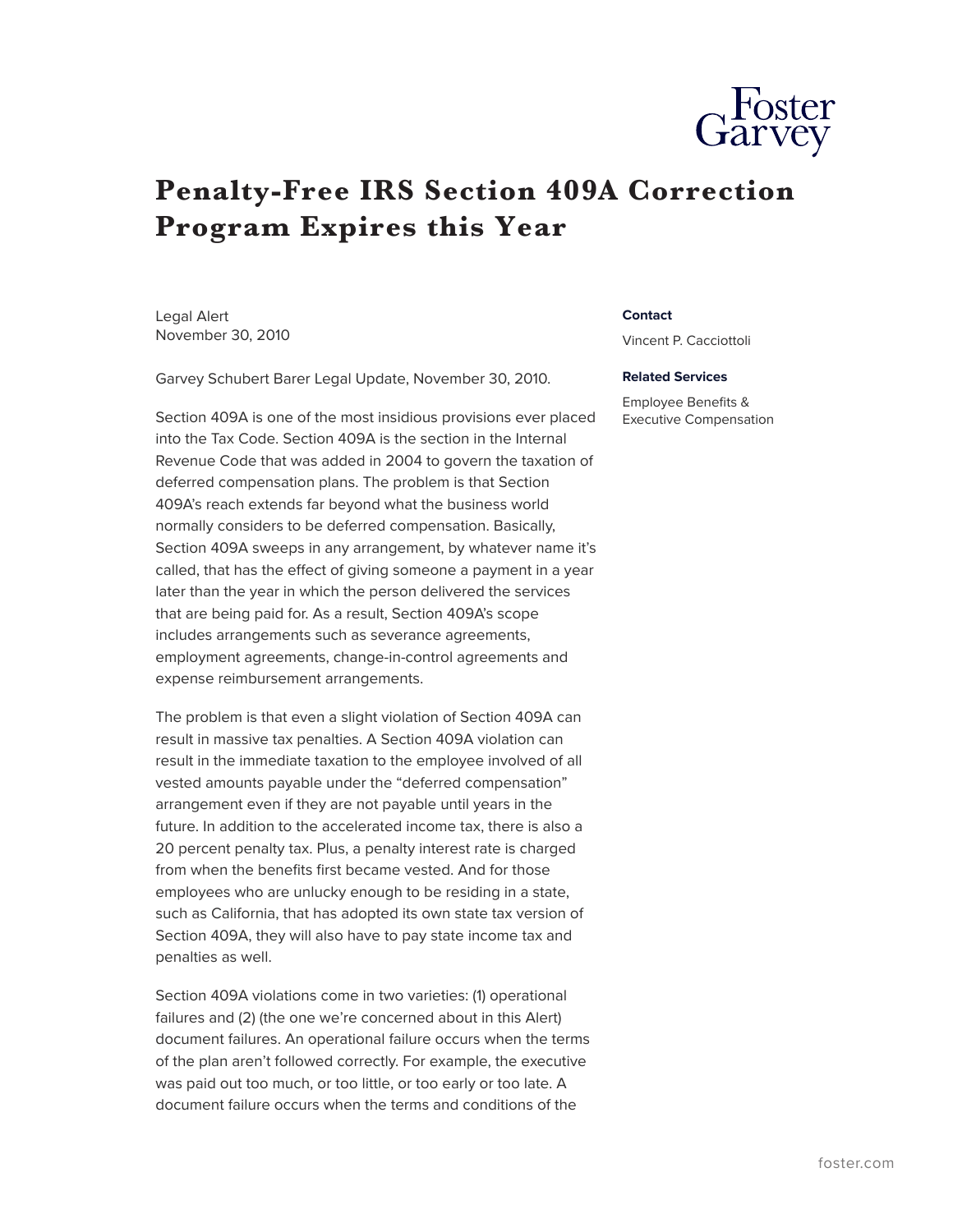# Penalty-Free IRS Section 409A Correction Program Expires this Year

Legal Alert
November 30, 2010

**Contact**

Vincent P. Cacciottoli

**Related Services**

Employee Benefits & Executive Compensation

Garvey Schubert Barer Legal Update, November 30, 2010.

Section 409A is one of the most insidious provisions ever placed into the Tax Code. Section 409A is the section in the Internal Revenue Code that was added in 2004 to govern the taxation of deferred compensation plans. The problem is that Section 409A's reach extends far beyond what the business world normally considers to be deferred compensation. Basically, Section 409A sweeps in any arrangement, by whatever name it's called, that has the effect of giving someone a payment in a year later than the year in which the person delivered the services that are being paid for. As a result, Section 409A's scope includes arrangements such as severance agreements, employment agreements, change-in-control agreements and expense reimbursement arrangements.

The problem is that even a slight violation of Section 409A can result in massive tax penalties. A Section 409A violation can result in the immediate taxation to the employee involved of all vested amounts payable under the "deferred compensation" arrangement even if they are not payable until years in the future. In addition to the accelerated income tax, there is also a 20 percent penalty tax. Plus, a penalty interest rate is charged from when the benefits first became vested. And for those employees who are unlucky enough to be residing in a state, such as California, that has adopted its own state tax version of Section 409A, they will also have to pay state income tax and penalties as well.

Section 409A violations come in two varieties: (1) operational failures and (2) (the one we're concerned about in this Alert) document failures. An operational failure occurs when the terms of the plan aren't followed correctly. For example, the executive was paid out too much, or too little, or too early or too late. A document failure occurs when the terms and conditions of the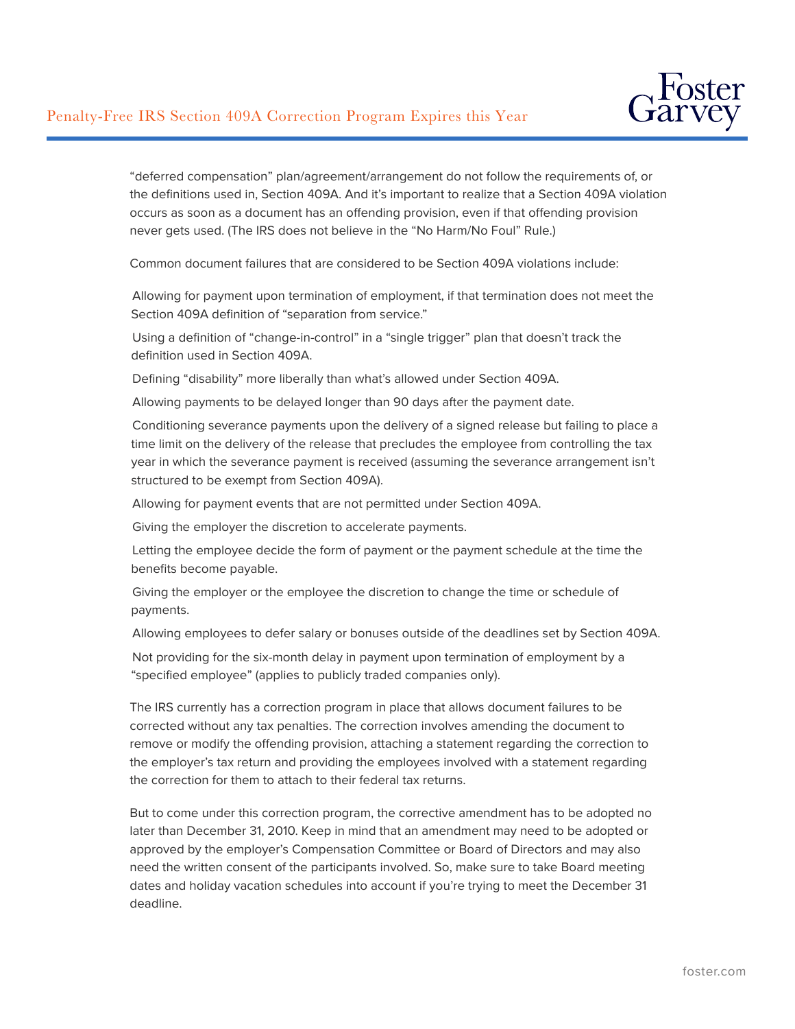"deferred compensation" plan/agreement/arrangement do not follow the requirements of, or the definitions used in, Section 409A. And it's important to realize that a Section 409A violation occurs as soon as a document has an offending provision, even if that offending provision never gets used. (The IRS does not believe in the "No Harm/No Foul" Rule.)

Common document failures that are considered to be Section 409A violations include:

- Allowing for payment upon termination of employment, if that termination does not meet the Section 409A definition of "separation from service."
- Using a definition of "change-in-control" in a "single trigger" plan that doesn't track the definition used in Section 409A.
- Defining "disability" more liberally than what's allowed under Section 409A.
- Allowing payments to be delayed longer than 90 days after the payment date.
- Conditioning severance payments upon the delivery of a signed release but failing to place a time limit on the delivery of the release that precludes the employee from controlling the tax year in which the severance payment is received (assuming the severance arrangement isn't structured to be exempt from Section 409A).
- Allowing for payment events that are not permitted under Section 409A.
- Giving the employer the discretion to accelerate payments.
- Letting the employee decide the form of payment or the payment schedule at the time the benefits become payable.
- Giving the employer or the employee the discretion to change the time or schedule of payments.
- Allowing employees to defer salary or bonuses outside of the deadlines set by Section 409A.
- Not providing for the six-month delay in payment upon termination of employment by a "specified employee" (applies to publicly traded companies only).

The IRS currently has a correction program in place that allows document failures to be corrected without any tax penalties. The correction involves amending the document to remove or modify the offending provision, attaching a statement regarding the correction to the employer's tax return and providing the employees involved with a statement regarding the correction for them to attach to their federal tax returns.

But to come under this correction program, the corrective amendment has to be adopted no later than December 31, 2010. Keep in mind that an amendment may need to be adopted or approved by the employer's Compensation Committee or Board of Directors and may also need the written consent of the participants involved. So, make sure to take Board meeting dates and holiday vacation schedules into account if you're trying to meet the December 31 deadline.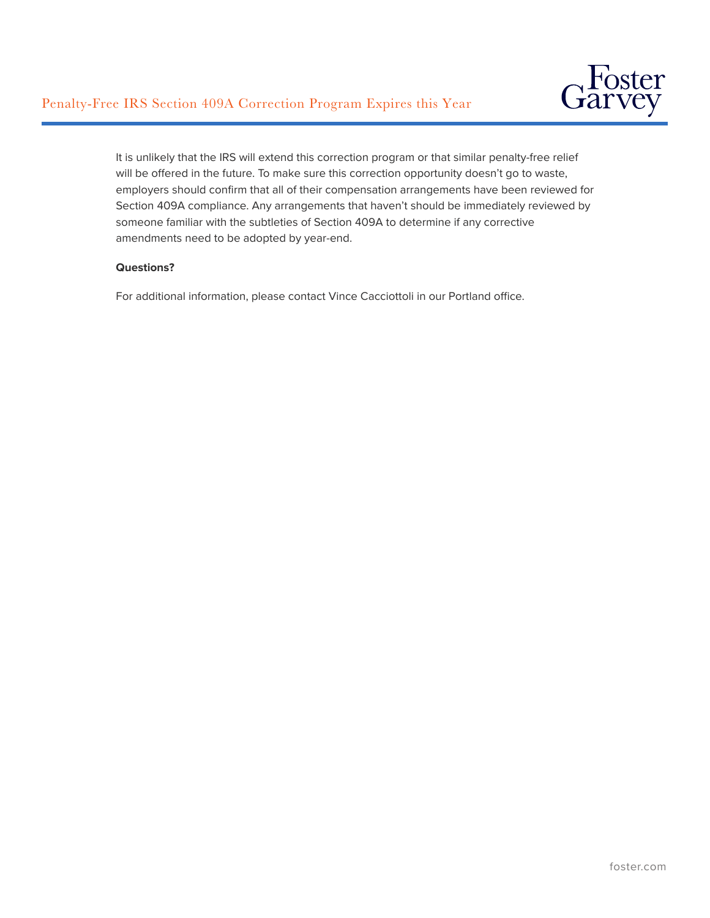It is unlikely that the IRS will extend this correction program or that similar penalty-free relief will be offered in the future. To make sure this correction opportunity doesn't go to waste, employers should confirm that all of their compensation arrangements have been reviewed for Section 409A compliance. Any arrangements that haven't should be immediately reviewed by someone familiar with the subtleties of Section 409A to determine if any corrective amendments need to be adopted by year-end.

**Questions?**

For additional information, please contact Vince Cacciottoli in our Portland office.